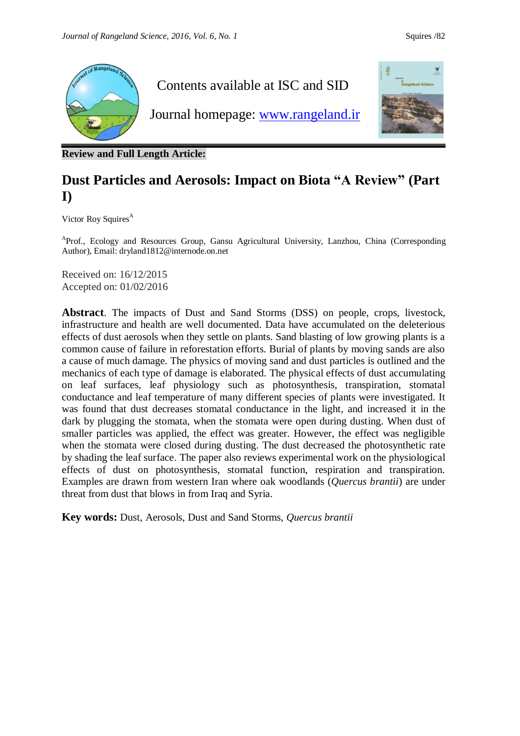Contents available at ISC and SID

Journal homepage: www.rangeland.ir

**Review and Full Length Article:**

# Dust Particles and Aerosols: Impact on Biota "A Review" (Part I)

Victor Roy Squires[A]

[A]Prof., Ecology and Resources Group, Gansu Agricultural University, Lanzhou, China (Corresponding Author), Email: dryland1812@internode.on.net

Received on: 16/12/2015
Accepted on: 01/02/2016

**Abstract**. The impacts of Dust and Sand Storms (DSS) on people, crops, livestock, infrastructure and health are well documented. Data have accumulated on the deleterious effects of dust aerosols when they settle on plants. Sand blasting of low growing plants is a common cause of failure in reforestation efforts. Burial of plants by moving sands are also a cause of much damage. The physics of moving sand and dust particles is outlined and the mechanics of each type of damage is elaborated. The physical effects of dust accumulating on leaf surfaces, leaf physiology such as photosynthesis, transpiration, stomatal conductance and leaf temperature of many different species of plants were investigated. It was found that dust decreases stomatal conductance in the light, and increased it in the dark by plugging the stomata, when the stomata were open during dusting. When dust of smaller particles was applied, the effect was greater. However, the effect was negligible when the stomata were closed during dusting. The dust decreased the photosynthetic rate by shading the leaf surface. The paper also reviews experimental work on the physiological effects of dust on photosynthesis, stomatal function, respiration and transpiration. Examples are drawn from western Iran where oak woodlands (*Quercus brantii*) are under threat from dust that blows in from Iraq and Syria.

**Key words:** Dust, Aerosols, Dust and Sand Storms, *Quercus brantii*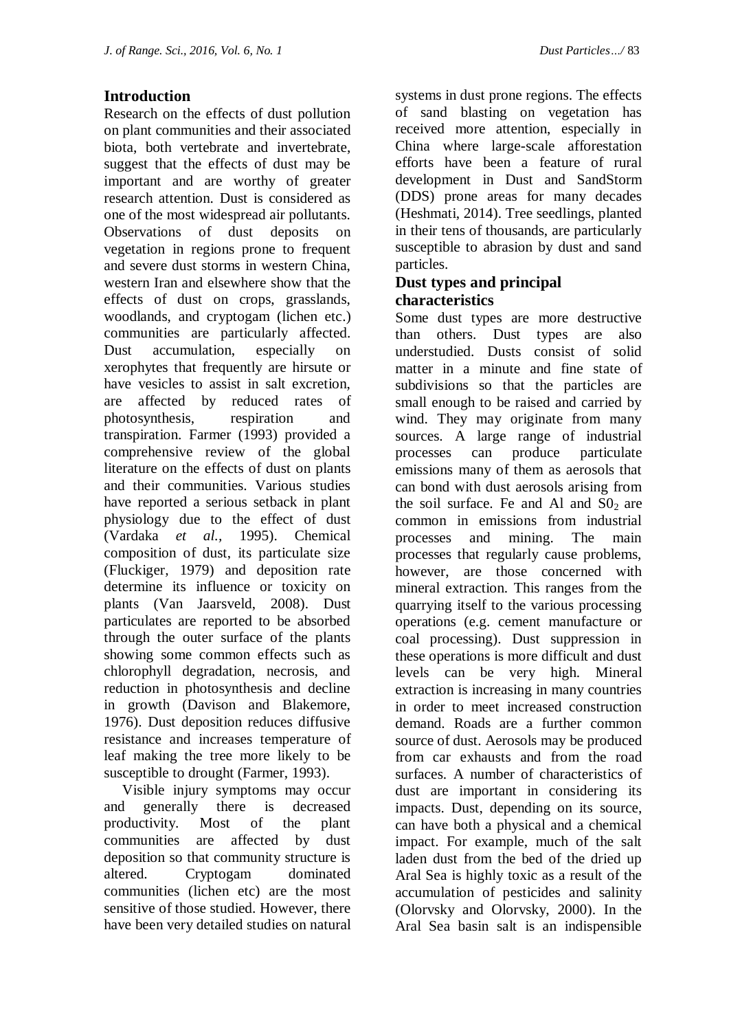## Introduction

Research on the effects of dust pollution on plant communities and their associated biota, both vertebrate and invertebrate, suggest that the effects of dust may be important and are worthy of greater research attention. Dust is considered as one of the most widespread air pollutants. Observations of dust deposits on vegetation in regions prone to frequent and severe dust storms in western China, western Iran and elsewhere show that the effects of dust on crops, grasslands, woodlands, and cryptogam (lichen etc.) communities are particularly affected. Dust accumulation, especially on xerophytes that frequently are hirsute or have vesicles to assist in salt excretion, are affected by reduced rates of photosynthesis, respiration and transpiration. Farmer (1993) provided a comprehensive review of the global literature on the effects of dust on plants and their communities. Various studies have reported a serious setback in plant physiology due to the effect of dust (Vardaka *et al.*, 1995). Chemical composition of dust, its particulate size (Fluckiger, 1979) and deposition rate determine its influence or toxicity on plants (Van Jaarsveld, 2008). Dust particulates are reported to be absorbed through the outer surface of the plants showing some common effects such as chlorophyll degradation, necrosis, and reduction in photosynthesis and decline in growth (Davison and Blakemore, 1976). Dust deposition reduces diffusive resistance and increases temperature of leaf making the tree more likely to be susceptible to drought (Farmer, 1993).

Visible injury symptoms may occur and generally there is decreased productivity. Most of the plant communities are affected by dust deposition so that community structure is altered. Cryptogam dominated communities (lichen etc) are the most sensitive of those studied. However, there have been very detailed studies on natural systems in dust prone regions. The effects of sand blasting on vegetation has received more attention, especially in China where large-scale afforestation efforts have been a feature of rural development in Dust and SandStorm (DDS) prone areas for many decades (Heshmati, 2014). Tree seedlings, planted in their tens of thousands, are particularly susceptible to abrasion by dust and sand particles.

### Dust types and principal characteristics

Some dust types are more destructive than others. Dust types are also understudied. Dusts consist of solid matter in a minute and fine state of subdivisions so that the particles are small enough to be raised and carried by wind. They may originate from many sources. A large range of industrial processes can produce particulate emissions many of them as aerosols that can bond with dust aerosols arising from the soil surface. Fe and Al and $S0_2$ are common in emissions from industrial processes and mining. The main processes that regularly cause problems, however, are those concerned with mineral extraction. This ranges from the quarrying itself to the various processing operations (e.g. cement manufacture or coal processing). Dust suppression in these operations is more difficult and dust levels can be very high. Mineral extraction is increasing in many countries in order to meet increased construction demand. Roads are a further common source of dust. Aerosols may be produced from car exhausts and from the road surfaces. A number of characteristics of dust are important in considering its impacts. Dust, depending on its source, can have both a physical and a chemical impact. For example, much of the salt laden dust from the bed of the dried up Aral Sea is highly toxic as a result of the accumulation of pesticides and salinity (Olorvsky and Olorvsky, 2000). In the Aral Sea basin salt is an indispensible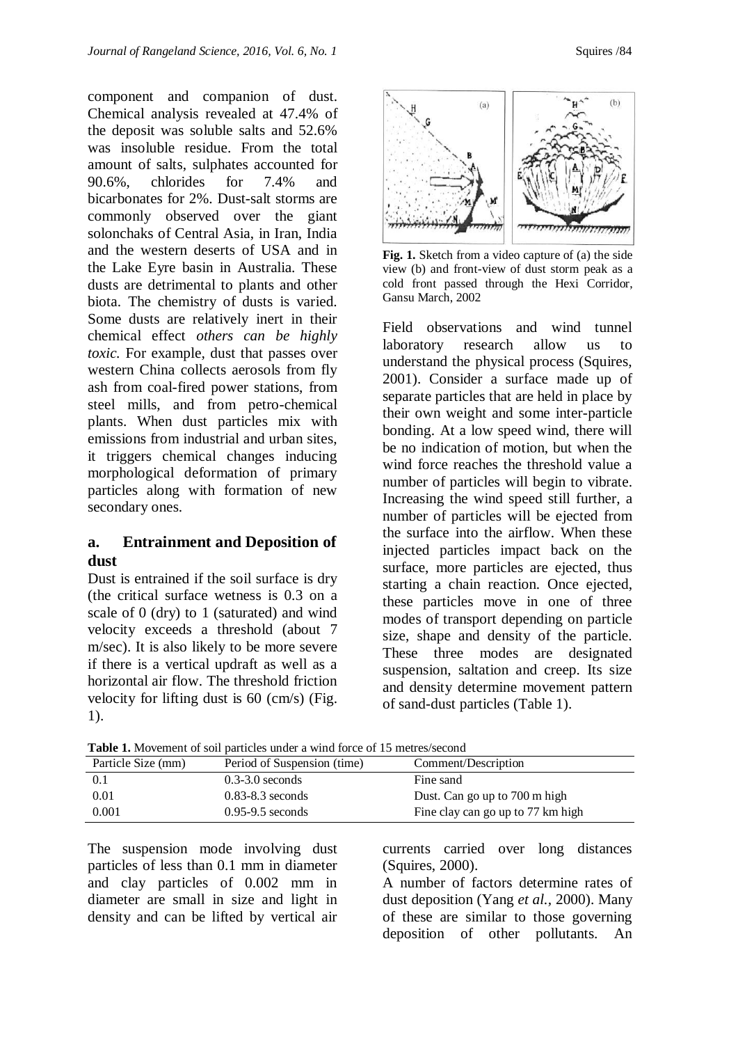component and companion of dust. Chemical analysis revealed at 47.4% of the deposit was soluble salts and 52.6% was insoluble residue. From the total amount of salts, sulphates accounted for 90.6%, chlorides for 7.4% and bicarbonates for 2%. Dust-salt storms are commonly observed over the giant solonchaks of Central Asia, in Iran, India and the western deserts of USA and in the Lake Eyre basin in Australia. These dusts are detrimental to plants and other biota. The chemistry of dusts is varied. Some dusts are relatively inert in their chemical effect *others can be highly toxic.* For example, dust that passes over western China collects aerosols from fly ash from coal-fired power stations, from steel mills, and from petro-chemical plants. When dust particles mix with emissions from industrial and urban sites, it triggers chemical changes inducing morphological deformation of primary particles along with formation of new secondary ones.

## a. Entrainment and Deposition of dust

Dust is entrained if the soil surface is dry (the critical surface wetness is 0.3 on a scale of 0 (dry) to 1 (saturated) and wind velocity exceeds a threshold (about 7 m/sec). It is also likely to be more severe if there is a vertical updraft as well as a horizontal air flow. The threshold friction velocity for lifting dust is 60 (cm/s) (Fig. 1).

**Fig. 1.** Sketch from a video capture of (a) the side view (b) and front-view of dust storm peak as a cold front passed through the Hexi Corridor, Gansu March, 2002

Field observations and wind tunnel laboratory research allow us to understand the physical process (Squires, 2001). Consider a surface made up of separate particles that are held in place by their own weight and some inter-particle bonding. At a low speed wind, there will be no indication of motion, but when the wind force reaches the threshold value a number of particles will begin to vibrate. Increasing the wind speed still further, a number of particles will be ejected from the surface into the airflow. When these injected particles impact back on the surface, more particles are ejected, thus starting a chain reaction. Once ejected, these particles move in one of three modes of transport depending on particle size, shape and density of the particle. These three modes are designated suspension, saltation and creep. Its size and density determine movement pattern of sand-dust particles (Table 1).

**Table 1.** Movement of soil particles under a wind force of 15 metres/second

| Particle Size (mm) | Period of Suspension (time) | Comment/Description |
|---|---|---|
| 0.1 | 0.3-3.0 seconds | Fine sand |
| 0.01 | 0.83-8.3 seconds | Dust. Can go up to 700 m high |
| 0.001 | 0.95-9.5 seconds | Fine clay can go up to 77 km high |

The suspension mode involving dust particles of less than 0.1 mm in diameter and clay particles of 0.002 mm in diameter are small in size and light in density and can be lifted by vertical air currents carried over long distances (Squires, 2000).

A number of factors determine rates of dust deposition (Yang *et al.,* 2000). Many of these are similar to those governing deposition of other pollutants. An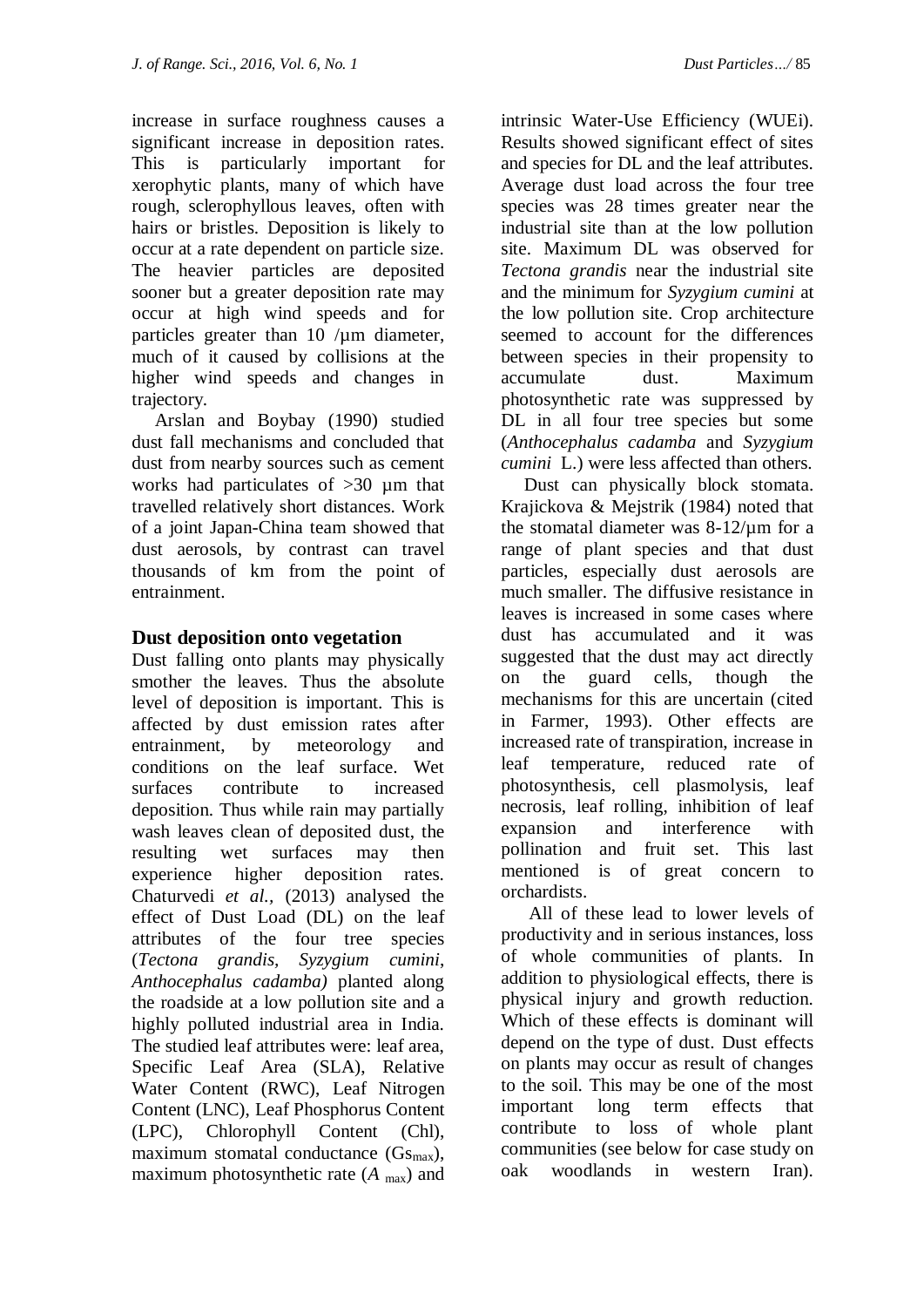increase in surface roughness causes a significant increase in deposition rates. This is particularly important for xerophytic plants, many of which have rough, sclerophyllous leaves, often with hairs or bristles. Deposition is likely to occur at a rate dependent on particle size. The heavier particles are deposited sooner but a greater deposition rate may occur at high wind speeds and for particles greater than 10 /µm diameter, much of it caused by collisions at the higher wind speeds and changes in trajectory.

Arslan and Boybay (1990) studied dust fall mechanisms and concluded that dust from nearby sources such as cement works had particulates of >30 µm that travelled relatively short distances. Work of a joint Japan-China team showed that dust aerosols, by contrast can travel thousands of km from the point of entrainment.

## Dust deposition onto vegetation

Dust falling onto plants may physically smother the leaves. Thus the absolute level of deposition is important. This is affected by dust emission rates after entrainment, by meteorology and conditions on the leaf surface. Wet surfaces contribute to increased deposition. Thus while rain may partially wash leaves clean of deposited dust, the resulting wet surfaces may then experience higher deposition rates. Chaturvedi *et al.*, (2013) analysed the effect of Dust Load (DL) on the leaf attributes of the four tree species (*Tectona grandis, Syzygium cumini*, *Anthocephalus cadamba)* planted along the roadside at a low pollution site and a highly polluted industrial area in India. The studied leaf attributes were: leaf area, Specific Leaf Area (SLA), Relative Water Content (RWC), Leaf Nitrogen Content (LNC), Leaf Phosphorus Content (LPC), Chlorophyll Content (Chl), maximum stomatal conductance ($Gs_{max}$), maximum photosynthetic rate ($A_{max}$) and intrinsic Water-Use Efficiency (WUEi). Results showed significant effect of sites and species for DL and the leaf attributes. Average dust load across the four tree species was 28 times greater near the industrial site than at the low pollution site. Maximum DL was observed for *Tectona grandis* near the industrial site and the minimum for *Syzygium cumini* at the low pollution site. Crop architecture seemed to account for the differences between species in their propensity to accumulate dust. Maximum photosynthetic rate was suppressed by DL in all four tree species but some (*Anthocephalus cadamba* and *Syzygium cumini* L.) were less affected than others.

Dust can physically block stomata. Krajickova & Mejstrik (1984) noted that the stomatal diameter was 8-12/µm for a range of plant species and that dust particles, especially dust aerosols are much smaller. The diffusive resistance in leaves is increased in some cases where dust has accumulated and it was suggested that the dust may act directly on the guard cells, though the mechanisms for this are uncertain (cited in Farmer, 1993). Other effects are increased rate of transpiration, increase in leaf temperature, reduced rate of photosynthesis, cell plasmolysis, leaf necrosis, leaf rolling, inhibition of leaf expansion and interference with pollination and fruit set. This last mentioned is of great concern to orchardists.

All of these lead to lower levels of productivity and in serious instances, loss of whole communities of plants. In addition to physiological effects, there is physical injury and growth reduction. Which of these effects is dominant will depend on the type of dust. Dust effects on plants may occur as result of changes to the soil. This may be one of the most important long term effects that contribute to loss of whole plant communities (see below for case study on oak woodlands in western Iran).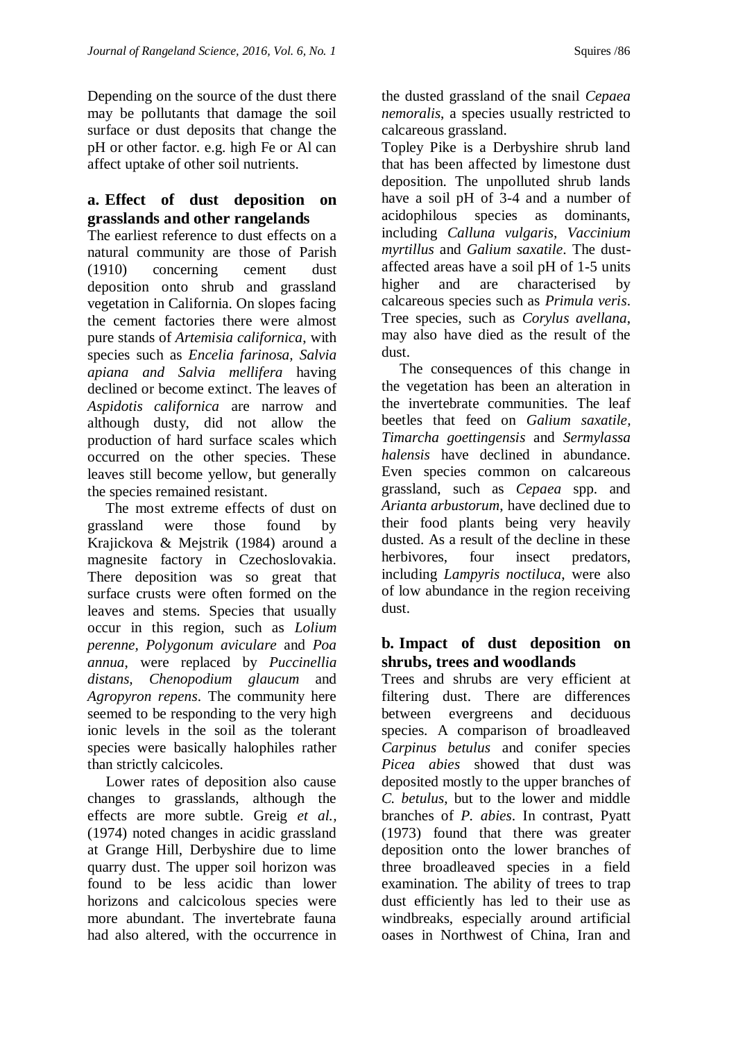Depending on the source of the dust there may be pollutants that damage the soil surface or dust deposits that change the pH or other factor. e.g. high Fe or Al can affect uptake of other soil nutrients.

### a. Effect of dust deposition on grasslands and other rangelands

The earliest reference to dust effects on a natural community are those of Parish (1910) concerning cement dust deposition onto shrub and grassland vegetation in California. On slopes facing the cement factories there were almost pure stands of *Artemisia californica*, with species such as *Encelia farinosa, Salvia apiana and Salvia mellifera* having declined or become extinct. The leaves of *Aspidotis californica* are narrow and although dusty, did not allow the production of hard surface scales which occurred on the other species. These leaves still become yellow, but generally the species remained resistant.

The most extreme effects of dust on grassland were those found by Krajickova & Mejstrik (1984) around a magnesite factory in Czechoslovakia. There deposition was so great that surface crusts were often formed on the leaves and stems. Species that usually occur in this region, such as *Lolium perenne, Polygonum aviculare* and *Poa annua*, were replaced by *Puccinellia distans, Chenopodium glaucum* and *Agropyron repens*. The community here seemed to be responding to the very high ionic levels in the soil as the tolerant species were basically halophiles rather than strictly calcicoles.

Lower rates of deposition also cause changes to grasslands, although the effects are more subtle. Greig *et al.*, (1974) noted changes in acidic grassland at Grange Hill, Derbyshire due to lime quarry dust. The upper soil horizon was found to be less acidic than lower horizons and calcicolous species were more abundant. The invertebrate fauna had also altered, with the occurrence in the dusted grassland of the snail *Cepaea nemoralis*, a species usually restricted to calcareous grassland.

Topley Pike is a Derbyshire shrub land that has been affected by limestone dust deposition. The unpolluted shrub lands have a soil pH of 3-4 and a number of acidophilous species as dominants, including *Calluna vulgaris, Vaccinium myrtillus* and *Galium saxatile*. The dust-affected areas have a soil pH of 1-5 units higher and are characterised by calcareous species such as *Primula veris*. Tree species, such as *Corylus avellana*, may also have died as the result of the dust.

The consequences of this change in the vegetation has been an alteration in the invertebrate communities. The leaf beetles that feed on *Galium saxatile, Timarcha goettingensis* and *Sermylassa halensis* have declined in abundance. Even species common on calcareous grassland, such as *Cepaea* spp. and *Arianta arbustorum*, have declined due to their food plants being very heavily dusted. As a result of the decline in these herbivores, four insect predators, including *Lampyris noctiluca*, were also of low abundance in the region receiving dust.

### b. Impact of dust deposition on shrubs, trees and woodlands

Trees and shrubs are very efficient at filtering dust. There are differences between evergreens and deciduous species. A comparison of broadleaved *Carpinus betulus* and conifer species *Picea abies* showed that dust was deposited mostly to the upper branches of *C. betulus*, but to the lower and middle branches of *P. abies*. In contrast, Pyatt (1973) found that there was greater deposition onto the lower branches of three broadleaved species in a field examination. The ability of trees to trap dust efficiently has led to their use as windbreaks, especially around artificial oases in Northwest of China, Iran and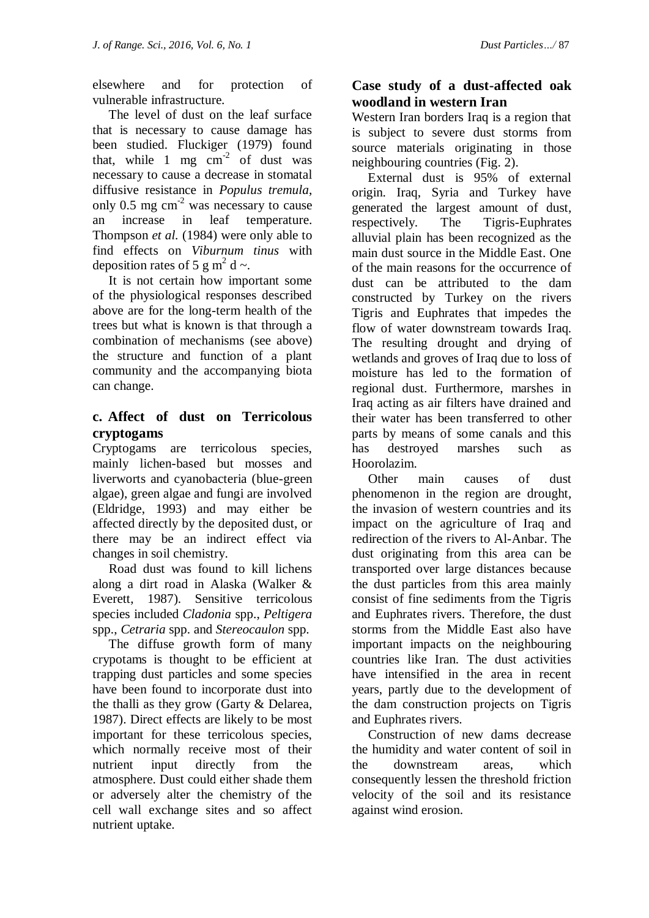elsewhere and for protection of vulnerable infrastructure.

The level of dust on the leaf surface that is necessary to cause damage has been studied. Fluckiger (1979) found that, while 1 mg $cm^{-2}$ of dust was necessary to cause a decrease in stomatal diffusive resistance in *Populus tremula*, only 0.5 mg $cm^{-2}$ was necessary to cause an increase in leaf temperature. Thompson *et al.* (1984) were only able to find effects on *Viburnum tinus* with deposition rates of 5 g $m^2$ d ~.

It is not certain how important some of the physiological responses described above are for the long-term health of the trees but what is known is that through a combination of mechanisms (see above) the structure and function of a plant community and the accompanying biota can change.

### c. Affect of dust on Terricolous cryptogams

Cryptogams are terricolous species, mainly lichen-based but mosses and liverworts and cyanobacteria (blue-green algae), green algae and fungi are involved (Eldridge, 1993) and may either be affected directly by the deposited dust, or there may be an indirect effect via changes in soil chemistry.

Road dust was found to kill lichens along a dirt road in Alaska (Walker & Everett, 1987). Sensitive terricolous species included *Cladonia* spp., *Peltigera* spp., *Cetraria* spp. and *Stereocaulon* spp.

The diffuse growth form of many crypotams is thought to be efficient at trapping dust particles and some species have been found to incorporate dust into the thalli as they grow (Garty & Delarea, 1987). Direct effects are likely to be most important for these terricolous species, which normally receive most of their nutrient input directly from the atmosphere. Dust could either shade them or adversely alter the chemistry of the cell wall exchange sites and so affect nutrient uptake.

## Case study of a dust-affected oak woodland in western Iran

Western Iran borders Iraq is a region that is subject to severe dust storms from source materials originating in those neighbouring countries (Fig. 2).

External dust is 95% of external origin. Iraq, Syria and Turkey have generated the largest amount of dust, respectively. The Tigris-Euphrates alluvial plain has been recognized as the main dust source in the Middle East. One of the main reasons for the occurrence of dust can be attributed to the dam constructed by Turkey on the rivers Tigris and Euphrates that impedes the flow of water downstream towards Iraq. The resulting drought and drying of wetlands and groves of Iraq due to loss of moisture has led to the formation of regional dust. Furthermore, marshes in Iraq acting as air filters have drained and their water has been transferred to other parts by means of some canals and this has destroyed marshes such as Hoorolazim.

Other main causes of dust phenomenon in the region are drought, the invasion of western countries and its impact on the agriculture of Iraq and redirection of the rivers to Al-Anbar. The dust originating from this area can be transported over large distances because the dust particles from this area mainly consist of fine sediments from the Tigris and Euphrates rivers. Therefore, the dust storms from the Middle East also have important impacts on the neighbouring countries like Iran. The dust activities have intensified in the area in recent years, partly due to the development of the dam construction projects on Tigris and Euphrates rivers.

Construction of new dams decrease the humidity and water content of soil in the downstream areas, which consequently lessen the threshold friction velocity of the soil and its resistance against wind erosion.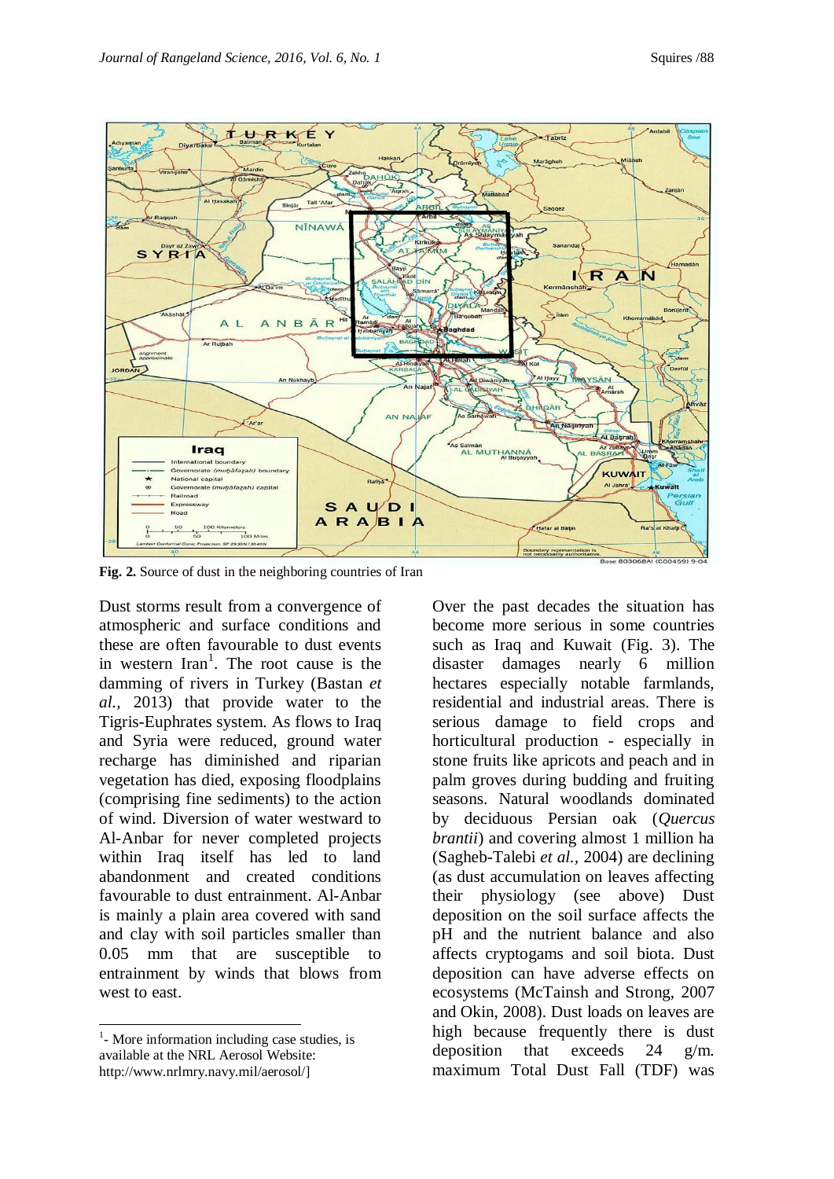**Fig. 2.** Source of dust in the neighboring countries of Iran

Dust storms result from a convergence of atmospheric and surface conditions and these are often favourable to dust events in western Iran[1]. The root cause is the damming of rivers in Turkey (Bastan *et al.,* 2013) that provide water to the Tigris-Euphrates system. As flows to Iraq and Syria were reduced, ground water recharge has diminished and riparian vegetation has died, exposing floodplains (comprising fine sediments) to the action of wind. Diversion of water westward to Al-Anbar for never completed projects within Iraq itself has led to land abandonment and created conditions favourable to dust entrainment. Al-Anbar is mainly a plain area covered with sand and clay with soil particles smaller than 0.05 mm that are susceptible to entrainment by winds that blows from west to east.

Over the past decades the situation has become more serious in some countries such as Iraq and Kuwait (Fig. 3). The disaster damages nearly 6 million hectares especially notable farmlands, residential and industrial areas. There is serious damage to field crops and horticultural production - especially in stone fruits like apricots and peach and in palm groves during budding and fruiting seasons. Natural woodlands dominated by deciduous Persian oak (*Quercus brantii*) and covering almost 1 million ha (Sagheb-Talebi *et al.,* 2004) are declining (as dust accumulation on leaves affecting their physiology (see above) Dust deposition on the soil surface affects the pH and the nutrient balance and also affects cryptogams and soil biota. Dust deposition can have adverse effects on ecosystems (McTainsh and Strong, 2007 and Okin, 2008). Dust loads on leaves are high because frequently there is dust deposition that exceeds 24 g/m. maximum Total Dust Fall (TDF) was

[1]- More information including case studies, is available at the NRL Aerosol Website: http://www.nrlmry.navy.mil/aerosol/]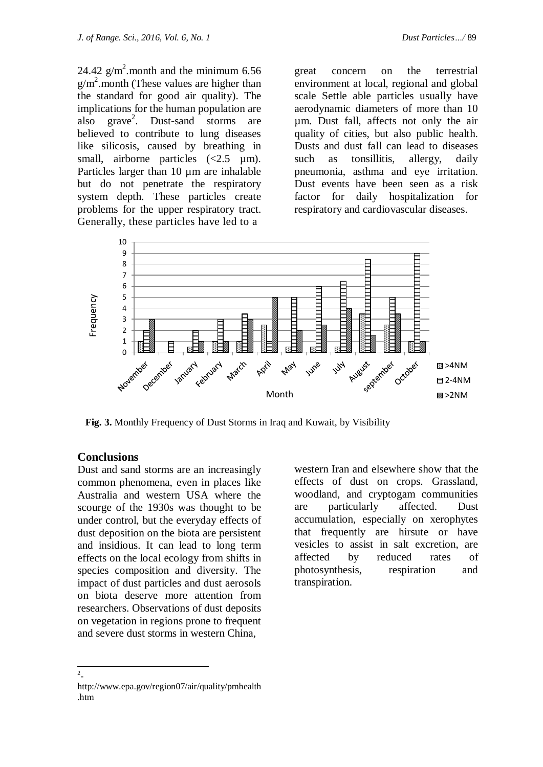24.42 $g/m^2$.month and the minimum 6.56 $g/m^2$.month (These values are higher than the standard for good air quality). The implications for the human population are also grave[2]. Dust-sand storms are believed to contribute to lung diseases like silicosis, caused by breathing in small, airborne particles (<2.5 µm). Particles larger than 10 µm are inhalable but do not penetrate the respiratory system depth. These particles create problems for the upper respiratory tract. Generally, these particles have led to a great concern on the terrestrial environment at local, regional and global scale Settle able particles usually have aerodynamic diameters of more than 10 µm. Dust fall, affects not only the air quality of cities, but also public health. Dusts and dust fall can lead to diseases such as tonsillitis, allergy, daily pneumonia, asthma and eye irritation. Dust events have been seen as a risk factor for daily hospitalization for respiratory and cardiovascular diseases.

**Fig. 3.** Monthly Frequency of Dust Storms in Iraq and Kuwait, by Visibility

## Conclusions

Dust and sand storms are an increasingly common phenomena, even in places like Australia and western USA where the scourge of the 1930s was thought to be under control, but the everyday effects of dust deposition on the biota are persistent and insidious. It can lead to long term effects on the local ecology from shifts in species composition and diversity. The impact of dust particles and dust aerosols on biota deserve more attention from researchers. Observations of dust deposits on vegetation in regions prone to frequent and severe dust storms in western China, western Iran and elsewhere show that the effects of dust on crops. Grassland, woodland, and cryptogam communities are particularly affected. Dust accumulation, especially on xerophytes that frequently are hirsute or have vesicles to assist in salt excretion, are affected by reduced rates of photosynthesis, respiration and transpiration.

---

[2]- http://www.epa.gov/region07/air/quality/pmhealth.htm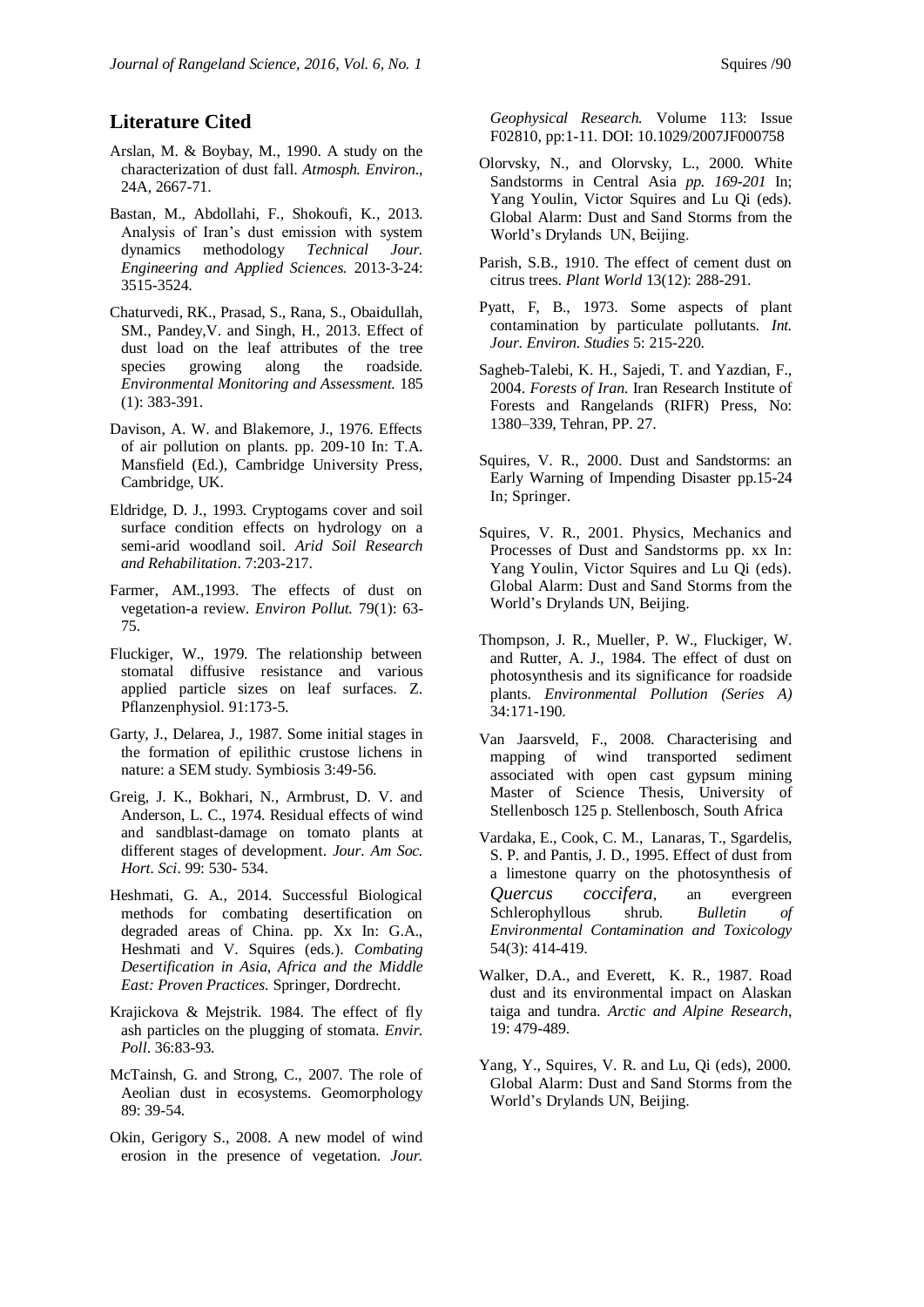## Literature Cited

Arslan, M. & Boybay, M., 1990. A study on the characterization of dust fall. *Atmosph. Environ*., 24A, 2667-71.

Bastan, M., Abdollahi, F., Shokoufi, K., 2013. Analysis of Iran's dust emission with system dynamics methodology *Technical Jour. Engineering and Applied Sciences.* 2013-3-24: 3515-3524.

Chaturvedi, RK., Prasad, S., Rana, S., Obaidullah, SM., Pandey,V. and Singh, H., 2013. Effect of dust load on the leaf attributes of the tree species growing along the roadside. *Environmental Monitoring and Assessment.* 185 (1): 383-391.

Davison, A. W. and Blakemore, J., 1976. Effects of air pollution on plants. pp. 209-10 In: T.A. Mansfield (Ed.), Cambridge University Press, Cambridge, UK.

Eldridge, D. J., 1993. Cryptogams cover and soil surface condition effects on hydrology on a semi-arid woodland soil. *Arid Soil Research and Rehabilitation*. 7:203-217.

Farmer, AM.,1993. The effects of dust on vegetation-a review. *Environ Pollut.* 79(1): 63-75.

Fluckiger, W., 1979. The relationship between stomatal diffusive resistance and various applied particle sizes on leaf surfaces. Z. Pflanzenphysiol. 91:173-5.

Garty, J., Delarea, J., 1987. Some initial stages in the formation of epilithic crustose lichens in nature: a SEM study. Symbiosis 3:49-56.

Greig, J. K., Bokhari, N., Armbrust, D. V. and Anderson, L. C., 1974. Residual effects of wind and sandblast-damage on tomato plants at different stages of development. *Jour. Am Soc. Hort. Sci*. 99: 530- 534.

Heshmati, G. A., 2014. Successful Biological methods for combating desertification on degraded areas of China. pp. Xx In: G.A., Heshmati and V. Squires (eds.). *Combating Desertification in Asia, Africa and the Middle East: Proven Practices.* Springer, Dordrecht.

Krajickova & Mejstrik. 1984. The effect of fly ash particles on the plugging of stomata. *Envir. Poll*. 36:83-93.

McTainsh, G. and Strong, C., 2007. The role of Aeolian dust in ecosystems. Geomorphology 89: 39-54.

Okin, Gerigory S., 2008. A new model of wind erosion in the presence of vegetation. *Jour. Geophysical Research.* Volume 113: Issue F02810, pp:1-11. DOI: 10.1029/2007JF000758

Olorvsky, N., and Olorvsky, L., 2000. White Sandstorms in Central Asia *pp. 169-201* In; Yang Youlin, Victor Squires and Lu Qi (eds). Global Alarm: Dust and Sand Storms from the World's Drylands UN, Beijing.

Parish, S.B., 1910. The effect of cement dust on citrus trees. *Plant World* 13(12): 288-291.

Pyatt, F, B., 1973. Some aspects of plant contamination by particulate pollutants. *Int. Jour. Environ. Studies* 5: 215-220.

Sagheb-Talebi, K. H., Sajedi, T. and Yazdian, F., 2004. *Forests of Iran.* Iran Research Institute of Forests and Rangelands (RIFR) Press, No: 1380–339, Tehran, PP. 27.

Squires, V. R., 2000. Dust and Sandstorms: an Early Warning of Impending Disaster pp.15-24 In; Springer.

Squires, V. R., 2001. Physics, Mechanics and Processes of Dust and Sandstorms pp. xx In: Yang Youlin, Victor Squires and Lu Qi (eds). Global Alarm: Dust and Sand Storms from the World's Drylands UN, Beijing.

Thompson, J. R., Mueller, P. W., Fluckiger, W. and Rutter, A. J., 1984. The effect of dust on photosynthesis and its significance for roadside plants. *Environmental Pollution (Series A)* 34:171-190.

Van Jaarsveld, F., 2008. Characterising and mapping of wind transported sediment associated with open cast gypsum mining Master of Science Thesis, University of Stellenbosch 125 p. Stellenbosch, South Africa

Vardaka, E., Cook, C. M., Lanaras, T., Sgardelis, S. P. and Pantis, J. D., 1995. Effect of dust from a limestone quarry on the photosynthesis of *Quercus coccifera*, an evergreen Schlerophyllous shrub. *Bulletin of Environmental Contamination and Toxicology* 54(3): 414-419.

Walker, D.A., and Everett, K. R., 1987. Road dust and its environmental impact on Alaskan taiga and tundra. *Arctic and Alpine Research*, 19: 479-489.

Yang, Y., Squires, V. R. and Lu, Qi (eds), 2000. Global Alarm: Dust and Sand Storms from the World's Drylands UN, Beijing.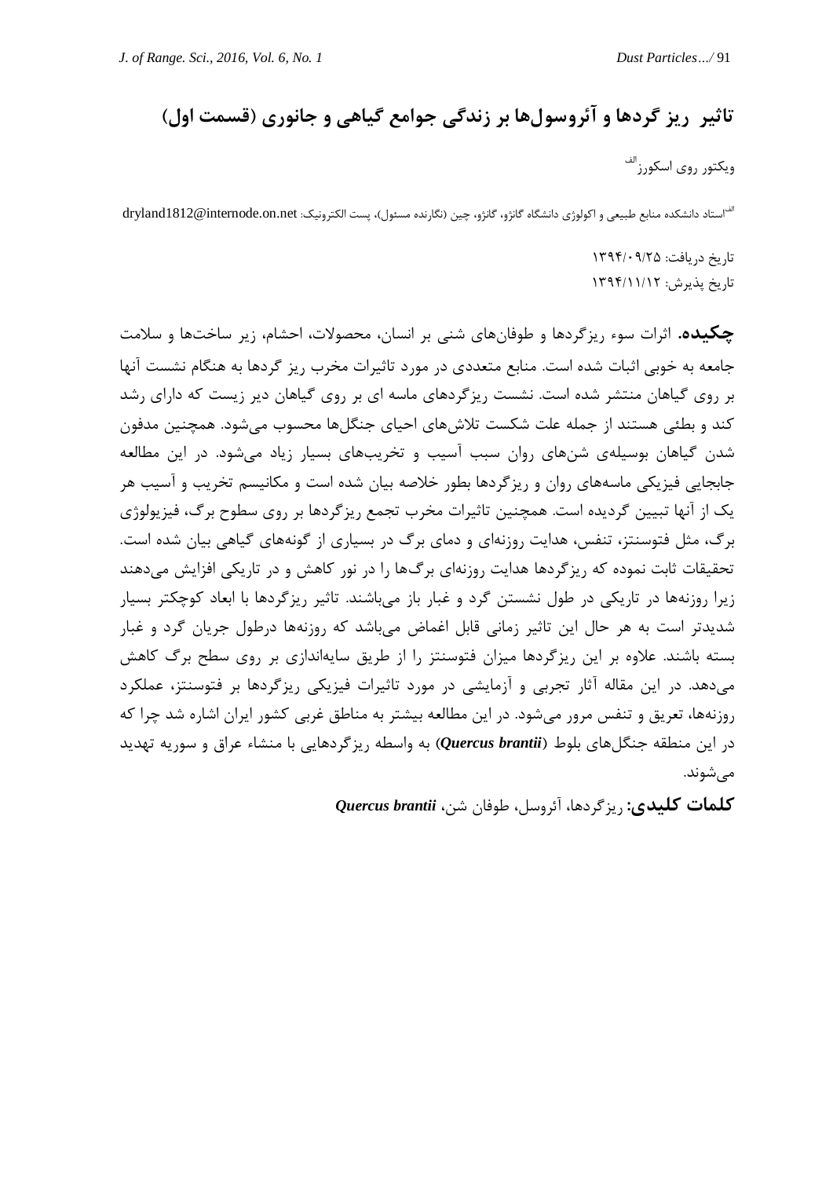# تاثیر ریز گردها و آئروسول‌ها بر زندگی جوامع گیاهی و جانوری (قسمت اول)

ویکتور روی اسکورز[الف]

[الف]استاد دانشکده منابع طبیعی و اکولوژی دانشگاه گانژو، گانژو، چین (نگارنده مسئول)، پست الکترونیک: dryland1812@internode.on.net

تاریخ دریافت: ۱۳۹۴/۰۹/۲۵

تاریخ پذیرش: ۱۳۹۴/۱۱/۱۲

**چکیده.** اثرات سوء ریزگردها و طوفان‌های شنی بر انسان، محصولات، احشام، زیر ساخت‌ها و سلامت جامعه به خوبی اثبات شده است. منابع متعددی در مورد تاثیرات مخرب ریز گردها به هنگام نشست آنها بر روی گیاهان منتشر شده است. نشست ریزگردهای ماسه ای بر روی گیاهان دیر زیست که دارای رشد کند و بطئی هستند از جمله علت شکست تلاش‌های احیای جنگل‌ها محسوب می‌شود. همچنین مدفون شدن گیاهان بوسیله‌ی شن‌های روان سبب آسیب و تخریب‌های بسیار زیاد می‌شود. در این مطالعه جابجایی فیزیکی ماسه‌های روان و ریزگردها بطور خلاصه بیان شده است و مکانیسم تخریب و آسیب هر یک از آنها تبیین گردیده است. همچنین تاثیرات مخرب تجمع ریزگردها بر روی سطوح برگ، فیزیولوژی برگ، مثل فتوسنتز، تنفس، هدایت روزنه‌ای و دمای برگ در بسیاری از گونه‌های گیاهی بیان شده است. تحقیقات ثابت نموده که ریزگردها هدایت روزنه‌ای برگ‌ها را در نور کاهش و در تاریکی افزایش می‌دهند زیرا روزنه‌ها در تاریکی در طول نشستن گرد و غبار باز می‌باشند. تاثیر ریزگردها با ابعاد کوچکتر بسیار شدیدتر است به هر حال این تاثیر زمانی قابل اغماض می‌باشد که روزنه‌ها درطول جریان گرد و غبار بسته باشند. علاوه بر این ریزگردها میزان فتوسنتز را از طریق سایه‌اندازی بر روی سطح برگ کاهش می‌دهد. در این مقاله آثار تجربی و آزمایشی در مورد تاثیرات فیزیکی ریزگردها بر فتوسنتز، عملکرد روزنه‌ها، تعریق و تنفس مرور می‌شود. در این مطالعه بیشتر به مناطق غربی کشور ایران اشاره شد چرا که در این منطقه جنگل‌های بلوط (***Quercus brantii***) به واسطه ریزگردهایی با منشاء عراق و سوریه تهدید می‌شوند.

**کلمات کلیدی:** ریزگردها، آئروسل، طوفان شن، ***Quercus brantii***